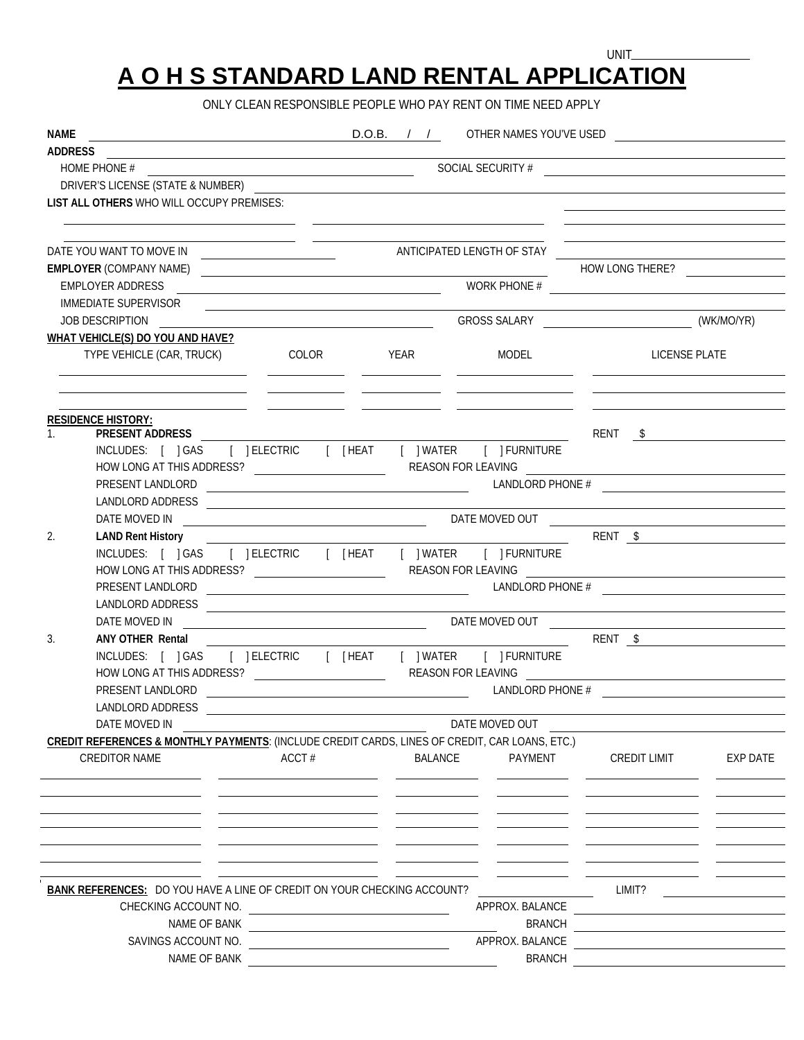UNIT____________________

# A O H S STANDARD LAND RENTAL APPLICATION

ONLY CLEAN RESPONSIBLE PEOPLE WHO PAY RENT ON TIME NEED APPLY

**NAME** ____________________ D.O.B. / / OTHER NAMES YOU'VE USED ____________________

**ADDRESS** ____________________

HOME PHONE # ____________________ SOCIAL SECURITY # ____________________

DRIVER'S LICENSE (STATE & NUMBER) ____________________

**LIST ALL OTHERS** WHO WILL OCCUPY PREMISES: ____________________

____________________ ____________________ ____________________

____________________ ____________________ ____________________

DATE YOU WANT TO MOVE IN ____________________ ANTICIPATED LENGTH OF STAY ____________________

**EMPLOYER** (COMPANY NAME) ____________________ HOW LONG THERE? ____________________

EMPLOYER ADDRESS ____________________ WORK PHONE # ____________________

IMMEDIATE SUPERVISOR ____________________

JOB DESCRIPTION ____________________ GROSS SALARY ____________________ (WK/MO/YR)

**WHAT VEHICLE(S) DO YOU AND HAVE?**

| TYPE VEHICLE (CAR, TRUCK) | COLOR | YEAR | MODEL | LICENSE PLATE |
|---|---|---|---|---|
| | | | | |
| | | | | |
| | | | | |

**RESIDENCE HISTORY:**

1. **PRESENT ADDRESS** ____________________ RENT $ ____________________

   INCLUDES: [ ] GAS [ ] ELECTRIC [ [ HEAT [ ] WATER [ ] FURNITURE

   HOW LONG AT THIS ADDRESS? ____________________ REASON FOR LEAVING ____________________

   PRESENT LANDLORD ____________________ LANDLORD PHONE # ____________________

   LANDLORD ADDRESS ____________________

   DATE MOVED IN ____________________ DATE MOVED OUT ____________________

2. **LAND Rent History** ____________________ RENT $ ____________________

   INCLUDES: [ ] GAS [ ] ELECTRIC [ [ HEAT [ ] WATER [ ] FURNITURE

   HOW LONG AT THIS ADDRESS? ____________________ REASON FOR LEAVING ____________________

   PRESENT LANDLORD ____________________ LANDLORD PHONE # ____________________

   LANDLORD ADDRESS ____________________

   DATE MOVED IN ____________________ DATE MOVED OUT ____________________

3. **ANY OTHER Rental** ____________________ RENT $ ____________________

   INCLUDES: [ ] GAS [ ] ELECTRIC [ [ HEAT [ ] WATER [ ] FURNITURE

   HOW LONG AT THIS ADDRESS? ____________________ REASON FOR LEAVING ____________________

   PRESENT LANDLORD ____________________ LANDLORD PHONE # ____________________

   LANDLORD ADDRESS ____________________

   DATE MOVED IN ____________________ DATE MOVED OUT ____________________

**CREDIT REFERENCES & MONTHLY PAYMENTS**: (INCLUDE CREDIT CARDS, LINES OF CREDIT, CAR LOANS, ETC.)

| CREDITOR NAME | ACCT # | BALANCE | PAYMENT | CREDIT LIMIT | EXP DATE |
|---|---|---|---|---|---|
| | | | | | |
| | | | | | |
| | | | | | |
| | | | | | |
| | | | | | |
| | | | | | |
| | | | | | |

**BANK REFERENCES:** DO YOU HAVE A LINE OF CREDIT ON YOUR CHECKING ACCOUNT? ____________________ LIMIT? ____________________

CHECKING ACCOUNT NO. ____________________ APPROX. BALANCE ____________________

NAME OF BANK ____________________ BRANCH ____________________

SAVINGS ACCOUNT NO. ____________________ APPROX. BALANCE ____________________

NAME OF BANK ____________________ BRANCH ____________________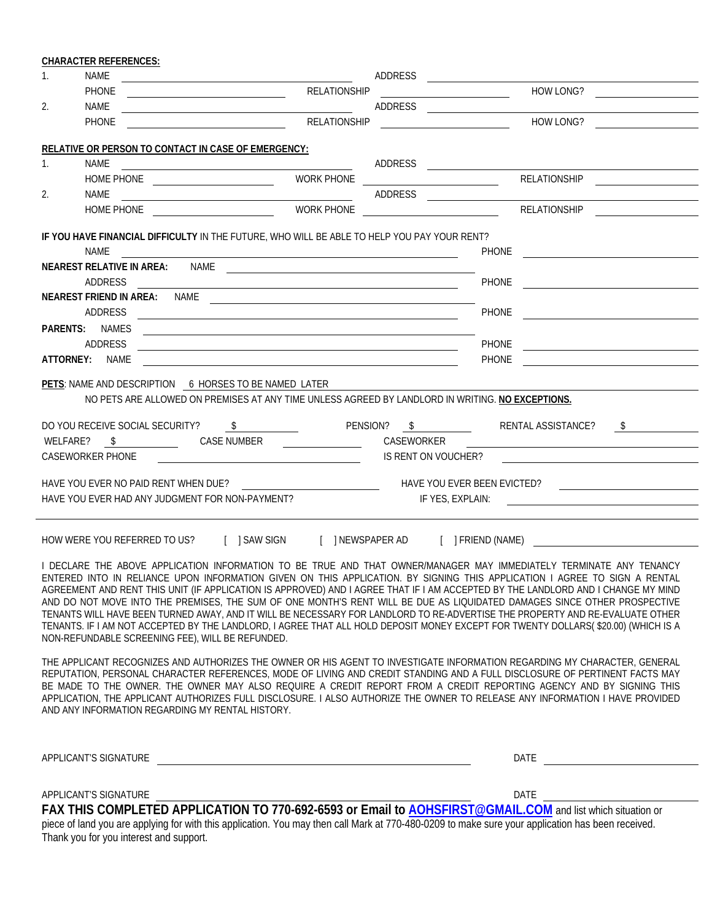**CHARACTER REFERENCES:**

1. NAME \_\_\_\_\_\_\_\_\_\_ ADDRESS \_\_\_\_\_\_\_\_\_\_
   PHONE \_\_\_\_\_\_\_\_\_\_ RELATIONSHIP \_\_\_\_\_\_\_\_\_\_ HOW LONG? \_\_\_\_\_\_\_\_\_\_
2. NAME \_\_\_\_\_\_\_\_\_\_ ADDRESS \_\_\_\_\_\_\_\_\_\_
   PHONE \_\_\_\_\_\_\_\_\_\_ RELATIONSHIP \_\_\_\_\_\_\_\_\_\_ HOW LONG? \_\_\_\_\_\_\_\_\_\_

**RELATIVE OR PERSON TO CONTACT IN CASE OF EMERGENCY:**

1. NAME \_\_\_\_\_\_\_\_\_\_ ADDRESS \_\_\_\_\_\_\_\_\_\_
   HOME PHONE \_\_\_\_\_\_\_\_\_\_ WORK PHONE \_\_\_\_\_\_\_\_\_\_ RELATIONSHIP \_\_\_\_\_\_\_\_\_\_
2. NAME \_\_\_\_\_\_\_\_\_\_ ADDRESS \_\_\_\_\_\_\_\_\_\_
   HOME PHONE \_\_\_\_\_\_\_\_\_\_ WORK PHONE \_\_\_\_\_\_\_\_\_\_ RELATIONSHIP \_\_\_\_\_\_\_\_\_\_

**IF YOU HAVE FINANCIAL DIFFICULTY** IN THE FUTURE, WHO WILL BE ABLE TO HELP YOU PAY YOUR RENT?

NAME \_\_\_\_\_\_\_\_\_\_ PHONE \_\_\_\_\_\_\_\_\_\_

**NEAREST RELATIVE IN AREA:** NAME \_\_\_\_\_\_\_\_\_\_

ADDRESS \_\_\_\_\_\_\_\_\_\_ PHONE \_\_\_\_\_\_\_\_\_\_

**NEAREST FRIEND IN AREA:** NAME \_\_\_\_\_\_\_\_\_\_

ADDRESS \_\_\_\_\_\_\_\_\_\_ PHONE \_\_\_\_\_\_\_\_\_\_

**PARENTS:** NAMES \_\_\_\_\_\_\_\_\_\_

ADDRESS \_\_\_\_\_\_\_\_\_\_ PHONE \_\_\_\_\_\_\_\_\_\_

**ATTORNEY:** NAME \_\_\_\_\_\_\_\_\_\_ PHONE \_\_\_\_\_\_\_\_\_\_

**PETS**: NAME AND DESCRIPTION 6 HORSES TO BE NAMED LATER

NO PETS ARE ALLOWED ON PREMISES AT ANY TIME UNLESS AGREED BY LANDLORD IN WRITING. **NO EXCEPTIONS.**

DO YOU RECEIVE SOCIAL SECURITY? $ \_\_\_\_\_\_\_\_\_\_ PENSION? $ \_\_\_\_\_\_\_\_\_\_ RENTAL ASSISTANCE? $ \_\_\_\_\_\_\_\_\_\_

WELFARE? $ \_\_\_\_\_\_\_\_\_\_ CASE NUMBER \_\_\_\_\_\_\_\_\_\_ CASEWORKER \_\_\_\_\_\_\_\_\_\_

CASEWORKER PHONE \_\_\_\_\_\_\_\_\_\_ IS RENT ON VOUCHER? \_\_\_\_\_\_\_\_\_\_

HAVE YOU EVER NO PAID RENT WHEN DUE? \_\_\_\_\_\_\_\_\_\_ HAVE YOU EVER BEEN EVICTED? \_\_\_\_\_\_\_\_\_\_

HAVE YOU EVER HAD ANY JUDGMENT FOR NON-PAYMENT? IF YES, EXPLAIN: \_\_\_\_\_\_\_\_\_\_

---

HOW WERE YOU REFERRED TO US? [ ] SAW SIGN [ ] NEWSPAPER AD [ ] FRIEND (NAME) \_\_\_\_\_\_\_\_\_\_

I DECLARE THE ABOVE APPLICATION INFORMATION TO BE TRUE AND THAT OWNER/MANAGER MAY IMMEDIATELY TERMINATE ANY TENANCY ENTERED INTO IN RELIANCE UPON INFORMATION GIVEN ON THIS APPLICATION. BY SIGNING THIS APPLICATION I AGREE TO SIGN A RENTAL AGREEMENT AND RENT THIS UNIT (IF APPLICATION IS APPROVED) AND I AGREE THAT IF I AM ACCEPTED BY THE LANDLORD AND I CHANGE MY MIND AND DO NOT MOVE INTO THE PREMISES, THE SUM OF ONE MONTH'S RENT WILL BE DUE AS LIQUIDATED DAMAGES SINCE OTHER PROSPECTIVE TENANTS WILL HAVE BEEN TURNED AWAY, AND IT WILL BE NECESSARY FOR LANDLORD TO RE-ADVERTISE THE PROPERTY AND RE-EVALUATE OTHER TENANTS. IF I AM NOT ACCEPTED BY THE LANDLORD, I AGREE THAT ALL HOLD DEPOSIT MONEY EXCEPT FOR TWENTY DOLLARS( $20.00) (WHICH IS A NON-REFUNDABLE SCREENING FEE), WILL BE REFUNDED.

THE APPLICANT RECOGNIZES AND AUTHORIZES THE OWNER OR HIS AGENT TO INVESTIGATE INFORMATION REGARDING MY CHARACTER, GENERAL REPUTATION, PERSONAL CHARACTER REFERENCES, MODE OF LIVING AND CREDIT STANDING AND A FULL DISCLOSURE OF PERTINENT FACTS MAY BE MADE TO THE OWNER. THE OWNER MAY ALSO REQUIRE A CREDIT REPORT FROM A CREDIT REPORTING AGENCY AND BY SIGNING THIS APPLICATION, THE APPLICANT AUTHORIZES FULL DISCLOSURE. I ALSO AUTHORIZE THE OWNER TO RELEASE ANY INFORMATION I HAVE PROVIDED AND ANY INFORMATION REGARDING MY RENTAL HISTORY.

APPLICANT'S SIGNATURE \_\_\_\_\_\_\_\_\_\_ DATE \_\_\_\_\_\_\_\_\_\_

APPLICANT'S SIGNATURE \_\_\_\_\_\_\_\_\_\_ DATE \_\_\_\_\_\_\_\_\_\_

**FAX THIS COMPLETED APPLICATION TO 770-692-6593 or Email to AOHSFIRST@GMAIL.COM** and list which situation or piece of land you are applying for with this application. You may then call Mark at 770-480-0209 to make sure your application has been received. Thank you for you interest and support.